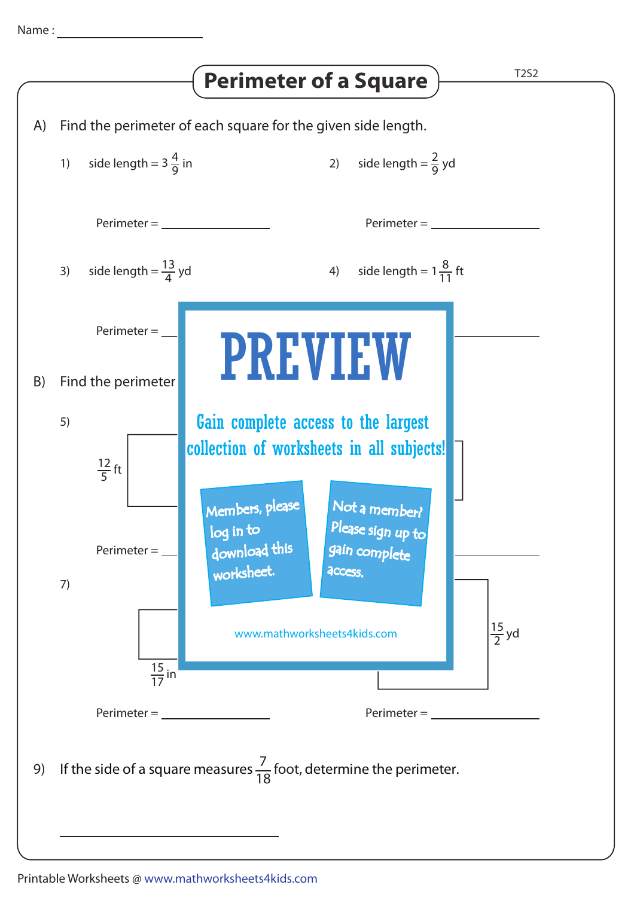Name : ____________________

# Perimeter of a Square

T2S2

A) Find the perimeter of each square for the given side length.

1) side length = $3\frac{4}{9}$ in

Perimeter = ____________

2) side length = $\frac{2}{9}$ yd

Perimeter = ____________

3) side length = $\frac{13}{4}$ yd

Perimeter = ____________

4) side length = $1\frac{8}{11}$ ft

Perimeter = ____________

PREVIEW

Gain complete access to the largest collection of worksheets in all subjects!

Members, please log in to download this worksheet.

Not a member? Please sign up to gain complete access.

www.mathworksheets4kids.com

B) Find the perimeter

5) $\frac{12}{5}$ ft

Perimeter = ____________

Perimeter = ____________

7) $\frac{15}{17}$ in

Perimeter = ____________

$\frac{15}{2}$ yd

Perimeter = ____________

9) If the side of a square measures $\frac{7}{18}$ foot, determine the perimeter.

____________________

Printable Worksheets @ www.mathworksheets4kids.com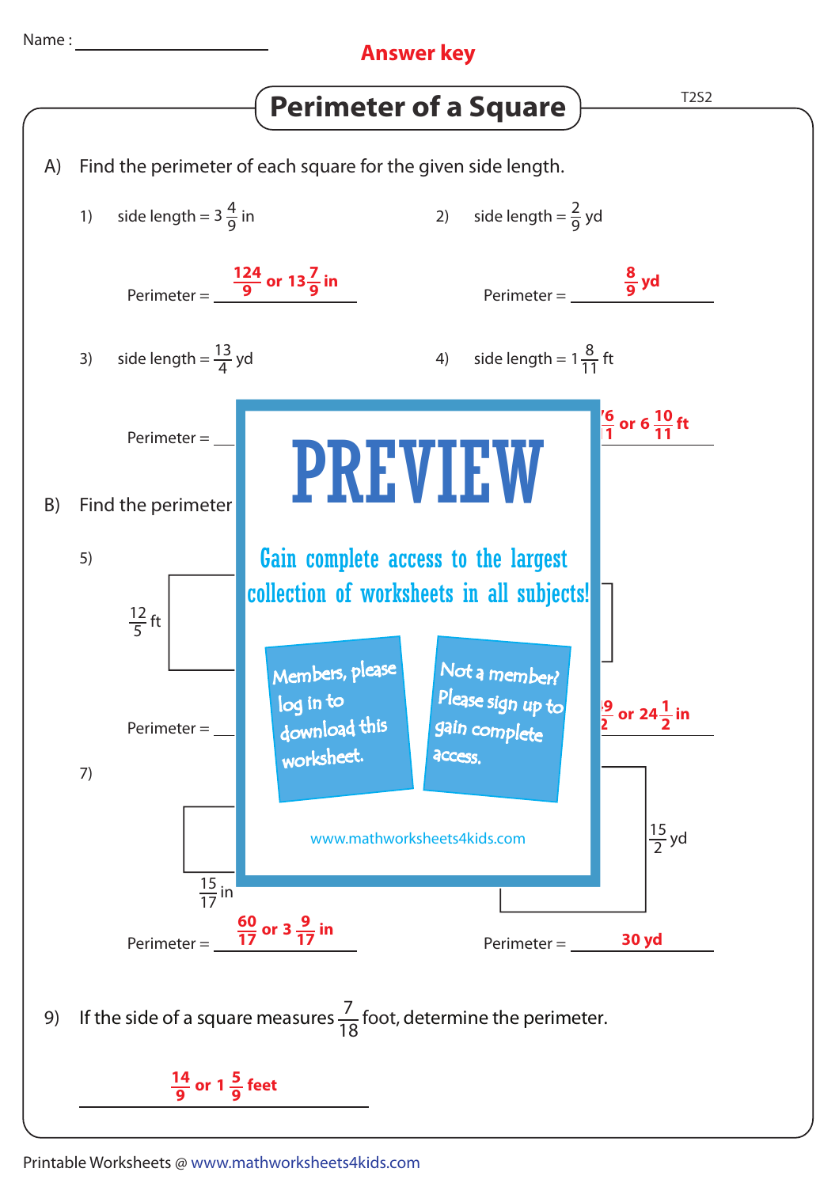Name : ____________________

**Answer key**

# Perimeter of a Square

T2S2

A) Find the perimeter of each square for the given side length.

1) side length = $3\frac{4}{9}$ in

Perimeter = $\frac{124}{9}$ or $13\frac{7}{9}$ in

2) side length = $\frac{2}{9}$ yd

Perimeter = $\frac{8}{9}$ yd

3) side length = $\frac{13}{4}$ yd

Perimeter = ____

4) side length = $1\frac{8}{11}$ ft

Perimeter = ...6/...1 or $6\frac{10}{11}$ ft

PREVIEW

Gain complete access to the largest collection of worksheets in all subjects!

Members, please log in to download this worksheet.

Not a member? Please sign up to gain complete access.

www.mathworksheets4kids.com

B) Find the perimeter

5)

$\frac{12}{5}$ ft

Perimeter = ____

Perimeter = ...9/2 or $24\frac{1}{2}$ in

7)

$\frac{15}{17}$ in

Perimeter = $\frac{60}{17}$ or $3\frac{9}{17}$ in

$\frac{15}{2}$ yd

Perimeter = 30 yd

9) If the side of a square measures $\frac{7}{18}$ foot, determine the perimeter.

$\frac{14}{9}$ or $1\frac{5}{9}$ feet

Printable Worksheets @ www.mathworksheets4kids.com